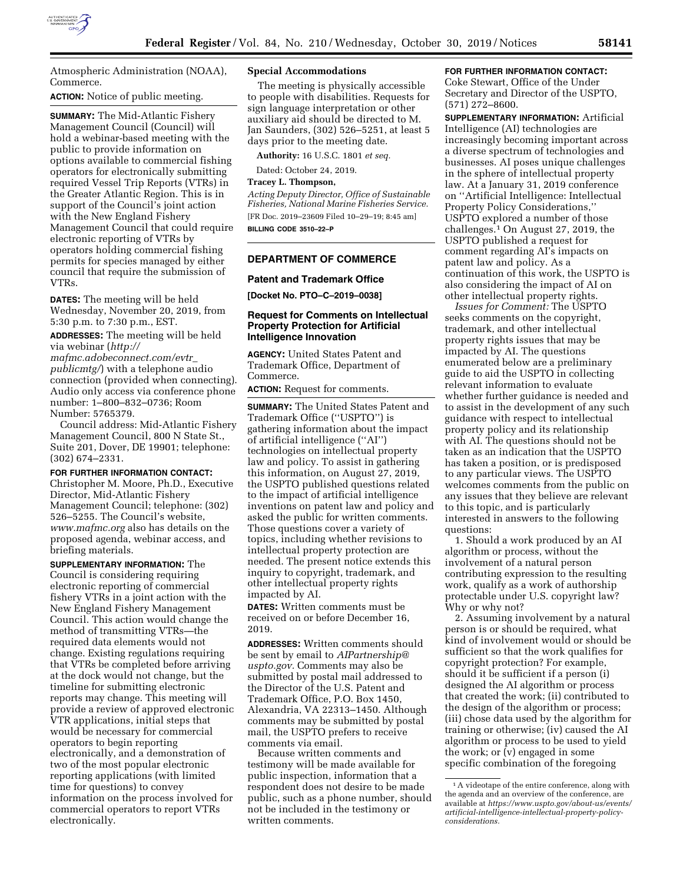Atmospheric Administration (NOAA), Commerce.

**ACTION:** Notice of public meeting.

**SUMMARY:** The Mid-Atlantic Fishery Management Council (Council) will hold a webinar-based meeting with the public to provide information on options available to commercial fishing operators for electronically submitting required Vessel Trip Reports (VTRs) in the Greater Atlantic Region. This is in support of the Council's joint action with the New England Fishery Management Council that could require electronic reporting of VTRs by operators holding commercial fishing permits for species managed by either council that require the submission of VTRs.

**DATES:** The meeting will be held Wednesday, November 20, 2019, from 5:30 p.m. to 7:30 p.m., EST.

**ADDRESSES:** The meeting will be held via webinar (*http://mafmc.adobeconnect.com/evtr_publicmtg/*) with a telephone audio connection (provided when connecting). Audio only access via conference phone number: 1–800–832–0736; Room Number: 5765379.

Council address: Mid-Atlantic Fishery Management Council, 800 N State St., Suite 201, Dover, DE 19901; telephone: (302) 674–2331.

**FOR FURTHER INFORMATION CONTACT:** Christopher M. Moore, Ph.D., Executive Director, Mid-Atlantic Fishery Management Council; telephone: (302) 526–5255. The Council's website, *www.mafmc.org* also has details on the proposed agenda, webinar access, and briefing materials.

**SUPPLEMENTARY INFORMATION:** The Council is considering requiring electronic reporting of commercial fishery VTRs in a joint action with the New England Fishery Management Council. This action would change the method of transmitting VTRs—the required data elements would not change. Existing regulations requiring that VTRs be completed before arriving at the dock would not change, but the timeline for submitting electronic reports may change. This meeting will provide a review of approved electronic VTR applications, initial steps that would be necessary for commercial operators to begin reporting electronically, and a demonstration of two of the most popular electronic reporting applications (with limited time for questions) to convey information on the process involved for commercial operators to report VTRs electronically.

### Special Accommodations

The meeting is physically accessible to people with disabilities. Requests for sign language interpretation or other auxiliary aid should be directed to M. Jan Saunders, (302) 526–5251, at least 5 days prior to the meeting date.

**Authority:** 16 U.S.C. 1801 *et seq.*

Dated: October 24, 2019.

**Tracey L. Thompson,**

*Acting Deputy Director, Office of Sustainable Fisheries, National Marine Fisheries Service.*

[FR Doc. 2019–23609 Filed 10–29–19; 8:45 am]

**BILLING CODE 3510–22–P**

## DEPARTMENT OF COMMERCE

### Patent and Trademark Office

**[Docket No. PTO–C–2019–0038]**

### Request for Comments on Intellectual Property Protection for Artificial Intelligence Innovation

**AGENCY:** United States Patent and Trademark Office, Department of Commerce.

**ACTION:** Request for comments.

**SUMMARY:** The United States Patent and Trademark Office (''USPTO'') is gathering information about the impact of artificial intelligence (''AI'') technologies on intellectual property law and policy. To assist in gathering this information, on August 27, 2019, the USPTO published questions related to the impact of artificial intelligence inventions on patent law and policy and asked the public for written comments. Those questions cover a variety of topics, including whether revisions to intellectual property protection are needed. The present notice extends this inquiry to copyright, trademark, and other intellectual property rights impacted by AI.

**DATES:** Written comments must be received on or before December 16, 2019.

**ADDRESSES:** Written comments should be sent by email to *AIPartnership@uspto.gov*. Comments may also be submitted by postal mail addressed to the Director of the U.S. Patent and Trademark Office, P.O. Box 1450, Alexandria, VA 22313–1450. Although comments may be submitted by postal mail, the USPTO prefers to receive comments via email.

Because written comments and testimony will be made available for public inspection, information that a respondent does not desire to be made public, such as a phone number, should not be included in the testimony or written comments.

**FOR FURTHER INFORMATION CONTACT:** Coke Stewart, Office of the Under Secretary and Director of the USPTO, (571) 272–8600.

**SUPPLEMENTARY INFORMATION:** Artificial Intelligence (AI) technologies are increasingly becoming important across a diverse spectrum of technologies and businesses. AI poses unique challenges in the sphere of intellectual property law. At a January 31, 2019 conference on ''Artificial Intelligence: Intellectual Property Policy Considerations,'' USPTO explored a number of those challenges.[1] On August 27, 2019, the USPTO published a request for comment regarding AI's impacts on patent law and policy. As a continuation of this work, the USPTO is also considering the impact of AI on other intellectual property rights.

*Issues for Comment:* The USPTO seeks comments on the copyright, trademark, and other intellectual property rights issues that may be impacted by AI. The questions enumerated below are a preliminary guide to aid the USPTO in collecting relevant information to evaluate whether further guidance is needed and to assist in the development of any such guidance with respect to intellectual property policy and its relationship with AI. The questions should not be taken as an indication that the USPTO has taken a position, or is predisposed to any particular views. The USPTO welcomes comments from the public on any issues that they believe are relevant to this topic, and is particularly interested in answers to the following questions:

1. Should a work produced by an AI algorithm or process, without the involvement of a natural person contributing expression to the resulting work, qualify as a work of authorship protectable under U.S. copyright law? Why or why not?

2. Assuming involvement by a natural person is or should be required, what kind of involvement would or should be sufficient so that the work qualifies for copyright protection? For example, should it be sufficient if a person (i) designed the AI algorithm or process that created the work; (ii) contributed to the design of the algorithm or process; (iii) chose data used by the algorithm for training or otherwise; (iv) caused the AI algorithm or process to be used to yield the work; or (v) engaged in some specific combination of the foregoing

[1] A videotape of the entire conference, along with the agenda and an overview of the conference, are available at *https://www.uspto.gov/about-us/events/artificial-intelligence-intellectual-property-policy-considerations.*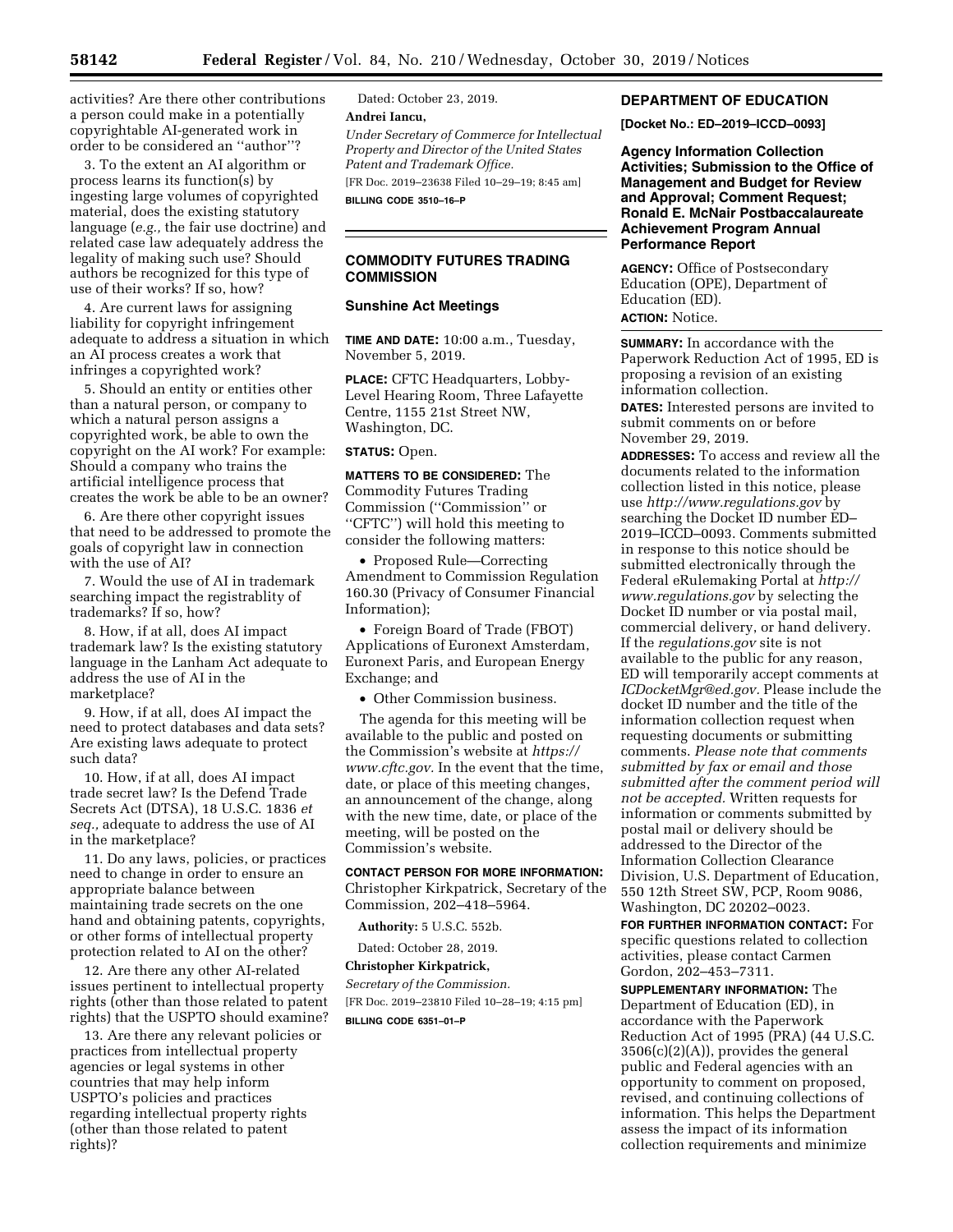activities? Are there other contributions a person could make in a potentially copyrightable AI-generated work in order to be considered an ''author''?

3. To the extent an AI algorithm or process learns its function(s) by ingesting large volumes of copyrighted material, does the existing statutory language (*e.g.,* the fair use doctrine) and related case law adequately address the legality of making such use? Should authors be recognized for this type of use of their works? If so, how?

4. Are current laws for assigning liability for copyright infringement adequate to address a situation in which an AI process creates a work that infringes a copyrighted work?

5. Should an entity or entities other than a natural person, or company to which a natural person assigns a copyrighted work, be able to own the copyright on the AI work? For example: Should a company who trains the artificial intelligence process that creates the work be able to be an owner?

6. Are there other copyright issues that need to be addressed to promote the goals of copyright law in connection with the use of AI?

7. Would the use of AI in trademark searching impact the registrablity of trademarks? If so, how?

8. How, if at all, does AI impact trademark law? Is the existing statutory language in the Lanham Act adequate to address the use of AI in the marketplace?

9. How, if at all, does AI impact the need to protect databases and data sets? Are existing laws adequate to protect such data?

10. How, if at all, does AI impact trade secret law? Is the Defend Trade Secrets Act (DTSA), 18 U.S.C. 1836 *et seq.,* adequate to address the use of AI in the marketplace?

11. Do any laws, policies, or practices need to change in order to ensure an appropriate balance between maintaining trade secrets on the one hand and obtaining patents, copyrights, or other forms of intellectual property protection related to AI on the other?

12. Are there any other AI-related issues pertinent to intellectual property rights (other than those related to patent rights) that the USPTO should examine?

13. Are there any relevant policies or practices from intellectual property agencies or legal systems in other countries that may help inform USPTO's policies and practices regarding intellectual property rights (other than those related to patent rights)?

Dated: October 23, 2019.

**Andrei Iancu,**

*Under Secretary of Commerce for Intellectual Property and Director of the United States Patent and Trademark Office.*

[FR Doc. 2019–23638 Filed 10–29–19; 8:45 am]

**BILLING CODE 3510–16–P**

## COMMODITY FUTURES TRADING COMMISSION

### Sunshine Act Meetings

**TIME AND DATE:** 10:00 a.m., Tuesday, November 5, 2019.

**PLACE:** CFTC Headquarters, Lobby-Level Hearing Room, Three Lafayette Centre, 1155 21st Street NW, Washington, DC.

**STATUS:** Open.

**MATTERS TO BE CONSIDERED:** The Commodity Futures Trading Commission (''Commission'' or ''CFTC'') will hold this meeting to consider the following matters:

- Proposed Rule—Correcting Amendment to Commission Regulation 160.30 (Privacy of Consumer Financial Information);
- Foreign Board of Trade (FBOT) Applications of Euronext Amsterdam, Euronext Paris, and European Energy Exchange; and
- Other Commission business.

The agenda for this meeting will be available to the public and posted on the Commission's website at *https://www.cftc.gov.* In the event that the time, date, or place of this meeting changes, an announcement of the change, along with the new time, date, or place of the meeting, will be posted on the Commission's website.

**CONTACT PERSON FOR MORE INFORMATION:** Christopher Kirkpatrick, Secretary of the Commission, 202–418–5964.

**Authority:** 5 U.S.C. 552b.

Dated: October 28, 2019.

**Christopher Kirkpatrick,**

*Secretary of the Commission.*

[FR Doc. 2019–23810 Filed 10–28–19; 4:15 pm]

**BILLING CODE 6351–01–P**

## DEPARTMENT OF EDUCATION

**[Docket No.: ED–2019–ICCD–0093]**

### Agency Information Collection Activities; Submission to the Office of Management and Budget for Review and Approval; Comment Request; Ronald E. McNair Postbaccalaureate Achievement Program Annual Performance Report

**AGENCY:** Office of Postsecondary Education (OPE), Department of Education (ED).

**ACTION:** Notice.

**SUMMARY:** In accordance with the Paperwork Reduction Act of 1995, ED is proposing a revision of an existing information collection.

**DATES:** Interested persons are invited to submit comments on or before November 29, 2019.

**ADDRESSES:** To access and review all the documents related to the information collection listed in this notice, please use *http://www.regulations.gov* by searching the Docket ID number ED–2019–ICCD–0093. Comments submitted in response to this notice should be submitted electronically through the Federal eRulemaking Portal at *http://www.regulations.gov* by selecting the Docket ID number or via postal mail, commercial delivery, or hand delivery. If the *regulations.gov* site is not available to the public for any reason, ED will temporarily accept comments at *ICDocketMgr@ed.gov.* Please include the docket ID number and the title of the information collection request when requesting documents or submitting comments. *Please note that comments submitted by fax or email and those submitted after the comment period will not be accepted.* Written requests for information or comments submitted by postal mail or delivery should be addressed to the Director of the Information Collection Clearance Division, U.S. Department of Education, 550 12th Street SW, PCP, Room 9086, Washington, DC 20202–0023.

**FOR FURTHER INFORMATION CONTACT:** For specific questions related to collection activities, please contact Carmen Gordon, 202–453–7311.

**SUPPLEMENTARY INFORMATION:** The Department of Education (ED), in accordance with the Paperwork Reduction Act of 1995 (PRA) (44 U.S.C. 3506(c)(2)(A)), provides the general public and Federal agencies with an opportunity to comment on proposed, revised, and continuing collections of information. This helps the Department assess the impact of its information collection requirements and minimize